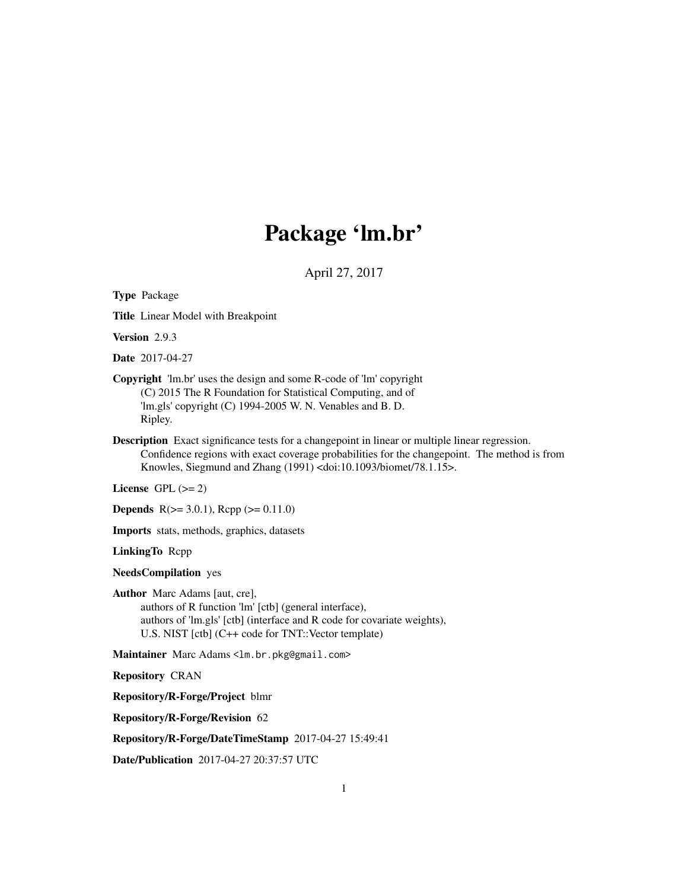# Package 'lm.br'

April 27, 2017

**Type** Package

**Title** Linear Model with Breakpoint

**Version** 2.9.3

**Date** 2017-04-27

**Copyright** 'lm.br' uses the design and some R-code of 'lm' copyright (C) 2015 The R Foundation for Statistical Computing, and of 'lm.gls' copyright (C) 1994-2005 W. N. Venables and B. D. Ripley.

**Description** Exact significance tests for a changepoint in linear or multiple linear regression. Confidence regions with exact coverage probabilities for the changepoint. The method is from Knowles, Siegmund and Zhang (1991) <doi:10.1093/biomet/78.1.15>.

**License** GPL (>= 2)

**Depends** R(>= 3.0.1), Rcpp (>= 0.11.0)

**Imports** stats, methods, graphics, datasets

**LinkingTo** Rcpp

**NeedsCompilation** yes

**Author** Marc Adams [aut, cre],
authors of R function 'lm' [ctb] (general interface),
authors of 'lm.gls' [ctb] (interface and R code for covariate weights),
U.S. NIST [ctb] (C++ code for TNT::Vector template)

**Maintainer** Marc Adams <lm.br.pkg@gmail.com>

**Repository** CRAN

**Repository/R-Forge/Project** blmr

**Repository/R-Forge/Revision** 62

**Repository/R-Forge/DateTimeStamp** 2017-04-27 15:49:41

**Date/Publication** 2017-04-27 20:37:57 UTC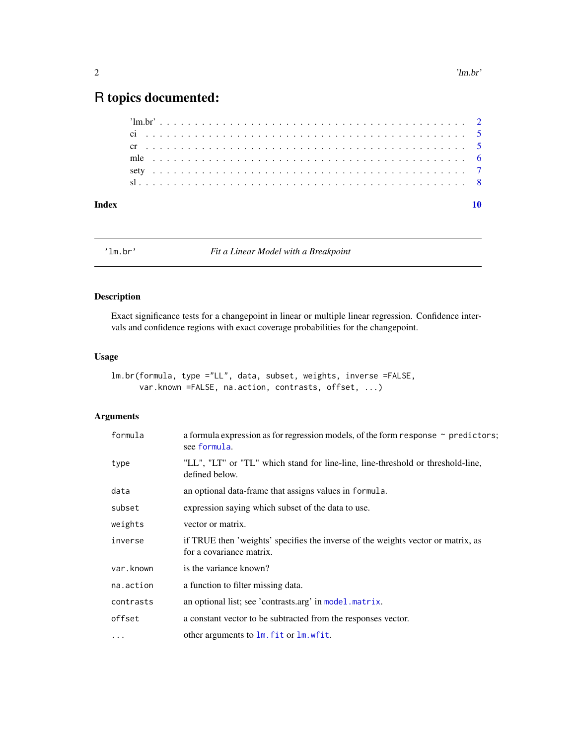# R topics documented:

'lm.br' . . . . . . . . . . . . . . . . . . . . . . . . . . . . . . . . . . . . . . . . . . 2
ci . . . . . . . . . . . . . . . . . . . . . . . . . . . . . . . . . . . . . . . . . . . . . 5
cr . . . . . . . . . . . . . . . . . . . . . . . . . . . . . . . . . . . . . . . . . . . . . 5
mle . . . . . . . . . . . . . . . . . . . . . . . . . . . . . . . . . . . . . . . . . . . . 6
sety . . . . . . . . . . . . . . . . . . . . . . . . . . . . . . . . . . . . . . . . . . . . 7
sl . . . . . . . . . . . . . . . . . . . . . . . . . . . . . . . . . . . . . . . . . . . . . 8

**Index** **10**

---

## 'lm.br' — *Fit a Linear Model with a Breakpoint*

---

### Description

Exact significance tests for a changepoint in linear or multiple linear regression. Confidence intervals and confidence regions with exact coverage probabilities for the changepoint.

### Usage

```
lm.br(formula, type ="LL", data, subset, weights, inverse =FALSE,
      var.known =FALSE, na.action, contrasts, offset, ...)
```

### Arguments

| | |
|---|---|
| `formula` | a formula expression as for regression models, of the form `response ~ predictors`; see `formula`. |
| `type` | "LL", "LT" or "TL" which stand for line-line, line-threshold or threshold-line, defined below. |
| `data` | an optional data-frame that assigns values in `formula`. |
| `subset` | expression saying which subset of the data to use. |
| `weights` | vector or matrix. |
| `inverse` | if TRUE then 'weights' specifies the inverse of the weights vector or matrix, as for a covariance matrix. |
| `var.known` | is the variance known? |
| `na.action` | a function to filter missing data. |
| `contrasts` | an optional list; see 'contrasts.arg' in `model.matrix`. |
| `offset` | a constant vector to be subtracted from the responses vector. |
| `...` | other arguments to `lm.fit` or `lm.wfit`. |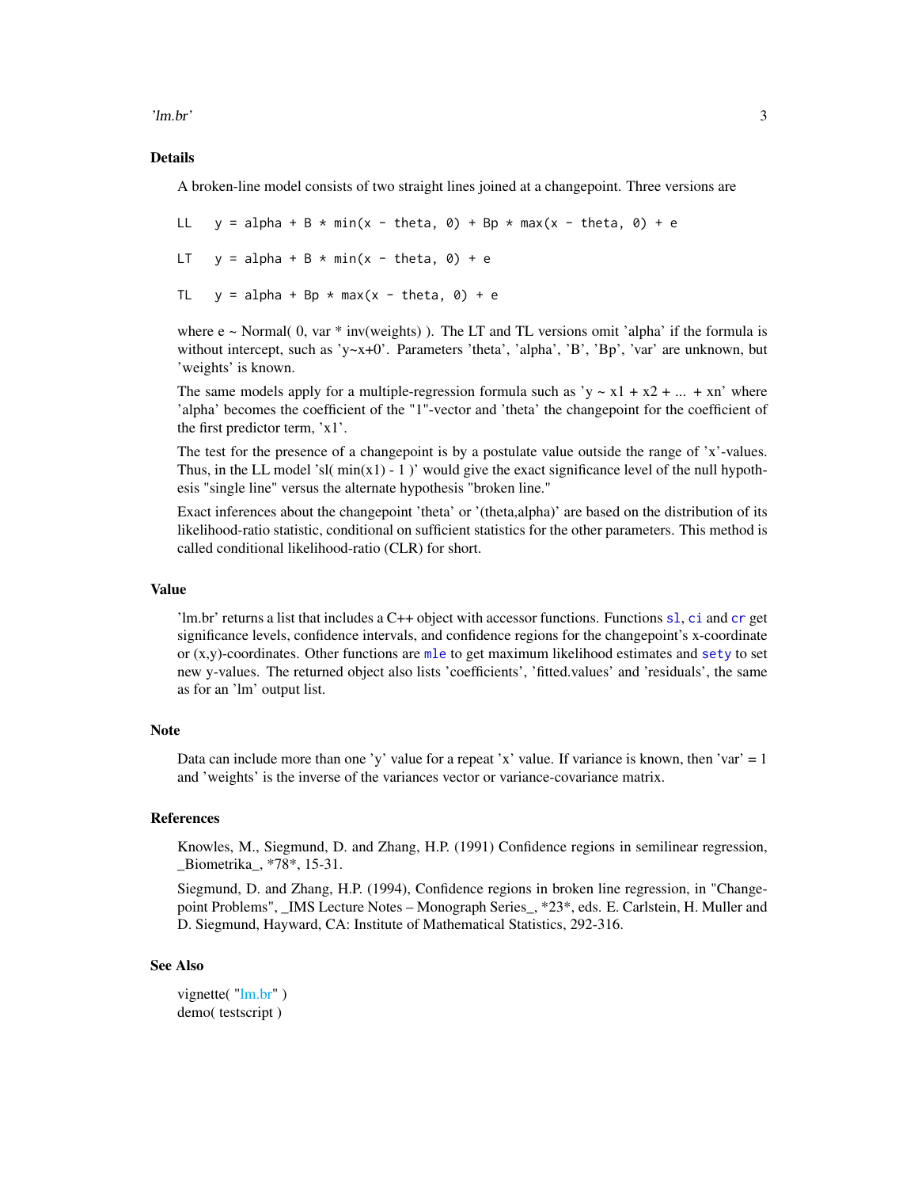### Details

A broken-line model consists of two straight lines joined at a changepoint. Three versions are

```
LL   y = alpha + B * min(x - theta, 0) + Bp * max(x - theta, 0) + e

LT   y = alpha + B * min(x - theta, 0) + e

TL   y = alpha + Bp * max(x - theta, 0) + e
```

where e ~ Normal( 0, var * inv(weights) ). The LT and TL versions omit 'alpha' if the formula is without intercept, such as 'y~x+0'. Parameters 'theta', 'alpha', 'B', 'Bp', 'var' are unknown, but 'weights' is known.

The same models apply for a multiple-regression formula such as 'y ~ x1 + x2 + ... + xn' where 'alpha' becomes the coefficient of the "1"-vector and 'theta' the changepoint for the coefficient of the first predictor term, 'x1'.

The test for the presence of a changepoint is by a postulate value outside the range of 'x'-values. Thus, in the LL model 'sl( min(x1) - 1 )' would give the exact significance level of the null hypothesis "single line" versus the alternate hypothesis "broken line."

Exact inferences about the changepoint 'theta' or '(theta,alpha)' are based on the distribution of its likelihood-ratio statistic, conditional on sufficient statistics for the other parameters. This method is called conditional likelihood-ratio (CLR) for short.

### Value

'lm.br' returns a list that includes a C++ object with accessor functions. Functions `sl`, `ci` and `cr` get significance levels, confidence intervals, and confidence regions for the changepoint's x-coordinate or (x,y)-coordinates. Other functions are `mle` to get maximum likelihood estimates and `sety` to set new y-values. The returned object also lists 'coefficients', 'fitted.values' and 'residuals', the same as for an 'lm' output list.

### Note

Data can include more than one 'y' value for a repeat 'x' value. If variance is known, then 'var' = 1 and 'weights' is the inverse of the variances vector or variance-covariance matrix.

### References

Knowles, M., Siegmund, D. and Zhang, H.P. (1991) Confidence regions in semilinear regression, _Biometrika_, *78*, 15-31.

Siegmund, D. and Zhang, H.P. (1994), Confidence regions in broken line regression, in "Change-point Problems", _IMS Lecture Notes – Monograph Series_, *23*, eds. E. Carlstein, H. Muller and D. Siegmund, Hayward, CA: Institute of Mathematical Statistics, 292-316.

### See Also

vignette( "lm.br" )
demo( testscript )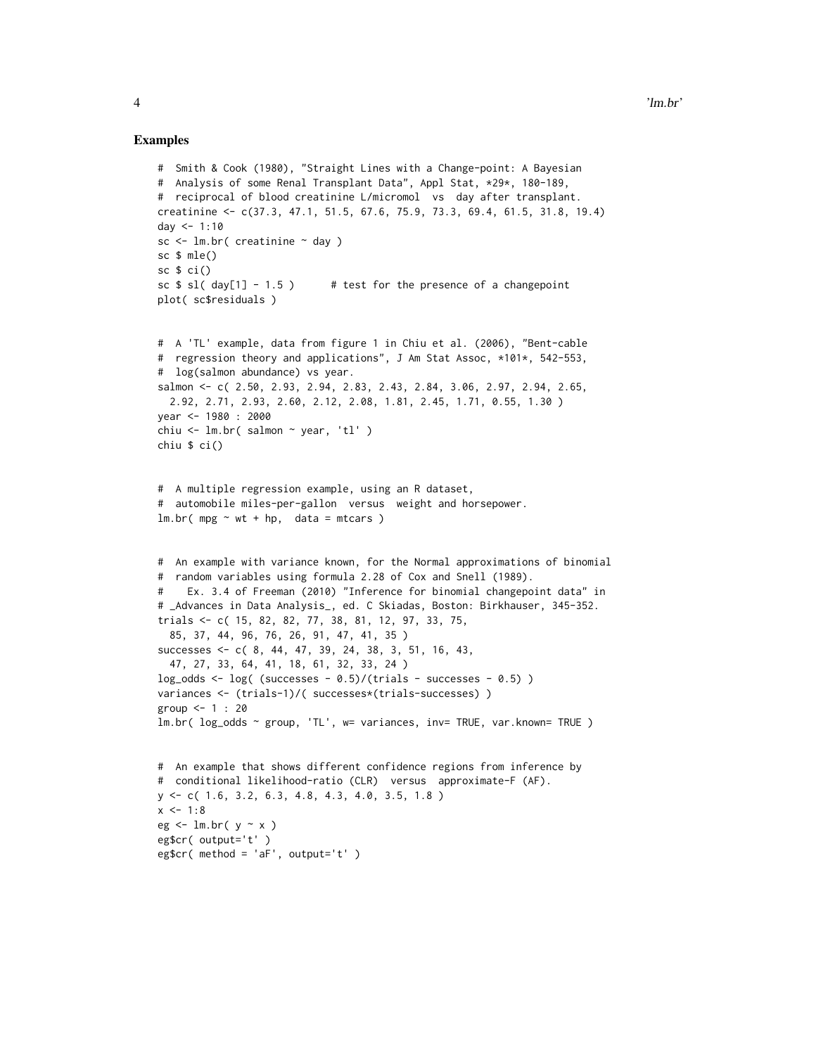### Examples

```
#  Smith & Cook (1980), "Straight Lines with a Change-point: A Bayesian
#  Analysis of some Renal Transplant Data", Appl Stat, *29*, 180-189,
#  reciprocal of blood creatinine L/micromol  vs  day after transplant.
creatinine <- c(37.3, 47.1, 51.5, 67.6, 75.9, 73.3, 69.4, 61.5, 31.8, 19.4)
day <- 1:10
sc <- lm.br( creatinine ~ day )
sc $ mle()
sc $ ci()
sc $ sl( day[1] - 1.5 )      # test for the presence of a changepoint
plot( sc$residuals )


#  A 'TL' example, data from figure 1 in Chiu et al. (2006), "Bent-cable
#  regression theory and applications", J Am Stat Assoc, *101*, 542-553,
#  log(salmon abundance) vs year.
salmon <- c( 2.50, 2.93, 2.94, 2.83, 2.43, 2.84, 3.06, 2.97, 2.94, 2.65,
  2.92, 2.71, 2.93, 2.60, 2.12, 2.08, 1.81, 2.45, 1.71, 0.55, 1.30 )
year <- 1980 : 2000
chiu <- lm.br( salmon ~ year, 'tl' )
chiu $ ci()


#  A multiple regression example, using an R dataset,
#  automobile miles-per-gallon  versus  weight and horsepower.
lm.br( mpg ~ wt + hp,  data = mtcars )


#  An example with variance known, for the Normal approximations of binomial
#  random variables using formula 2.28 of Cox and Snell (1989).
#    Ex. 3.4 of Freeman (2010) "Inference for binomial changepoint data" in
# _Advances in Data Analysis_, ed. C Skiadas, Boston: Birkhauser, 345-352.
trials <- c( 15, 82, 82, 77, 38, 81, 12, 97, 33, 75,
  85, 37, 44, 96, 76, 26, 91, 47, 41, 35 )
successes <- c( 8, 44, 47, 39, 24, 38, 3, 51, 16, 43,
  47, 27, 33, 64, 41, 18, 61, 32, 33, 24 )
log_odds <- log( (successes - 0.5)/(trials - successes - 0.5) )
variances <- (trials-1)/( successes*(trials-successes) )
group <- 1 : 20
lm.br( log_odds ~ group, 'TL', w= variances, inv= TRUE, var.known= TRUE )


#  An example that shows different confidence regions from inference by
#  conditional likelihood-ratio (CLR)  versus  approximate-F (AF).
y <- c( 1.6, 3.2, 6.3, 4.8, 4.3, 4.0, 3.5, 1.8 )
x <- 1:8
eg <- lm.br( y ~ x )
eg$cr( output='t' )
eg$cr( method = 'aF', output='t' )
```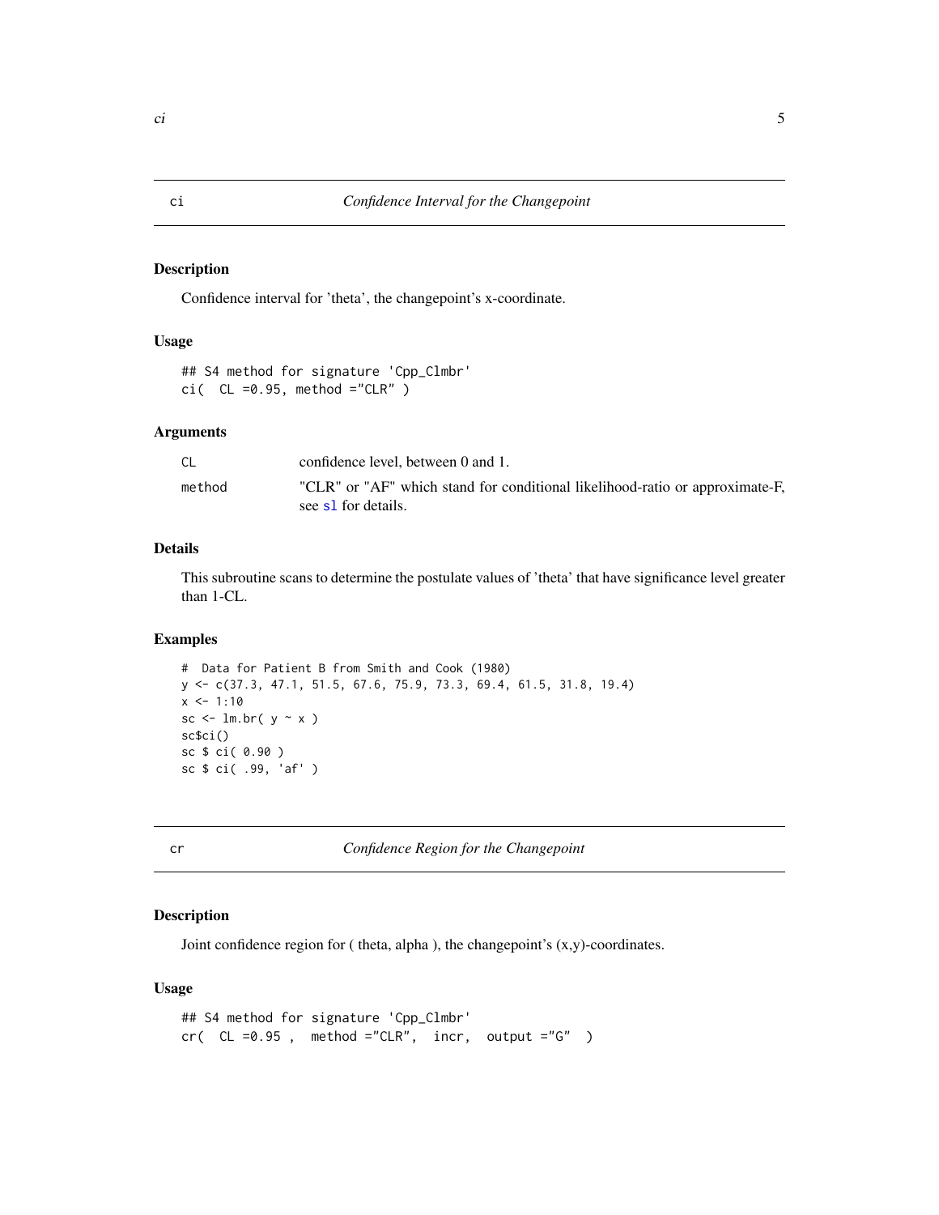## ci — *Confidence Interval for the Changepoint*

### Description

Confidence interval for 'theta', the changepoint's x-coordinate.

### Usage

```
## S4 method for signature 'Cpp_Clmbr'
ci(  CL =0.95, method ="CLR" )
```

### Arguments

| | |
|---|---|
| CL | confidence level, between 0 and 1. |
| method | "CLR" or "AF" which stand for conditional likelihood-ratio or approximate-F, see sl for details. |

### Details

This subroutine scans to determine the postulate values of 'theta' that have significance level greater than 1-CL.

### Examples

```
#  Data for Patient B from Smith and Cook (1980)
y <- c(37.3, 47.1, 51.5, 67.6, 75.9, 73.3, 69.4, 61.5, 31.8, 19.4)
x <- 1:10
sc <- lm.br( y ~ x )
sc$ci()
sc $ ci( 0.90 )
sc $ ci( .99, 'af' )
```

## cr — *Confidence Region for the Changepoint*

### Description

Joint confidence region for ( theta, alpha ), the changepoint's (x,y)-coordinates.

### Usage

```
## S4 method for signature 'Cpp_Clmbr'
cr(  CL =0.95 ,  method ="CLR",  incr,  output ="G"  )
```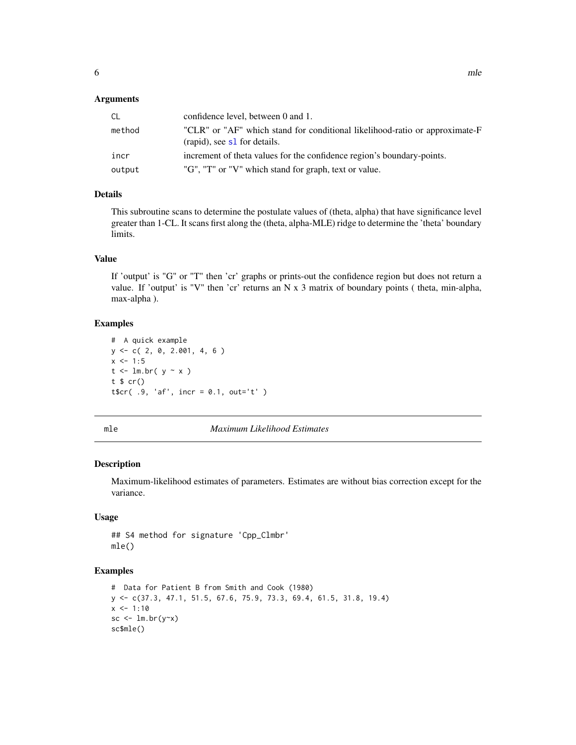### Arguments

| | |
|---|---|
| CL | confidence level, between 0 and 1. |
| method | "CLR" or "AF" which stand for conditional likelihood-ratio or approximate-F (rapid), see sl for details. |
| incr | increment of theta values for the confidence region's boundary-points. |
| output | "G", "T" or "V" which stand for graph, text or value. |

### Details

This subroutine scans to determine the postulate values of (theta, alpha) that have significance level greater than 1-CL. It scans first along the (theta, alpha-MLE) ridge to determine the 'theta' boundary limits.

### Value

If 'output' is "G" or "T" then 'cr' graphs or prints-out the confidence region but does not return a value. If 'output' is "V" then 'cr' returns an N x 3 matrix of boundary points ( theta, min-alpha, max-alpha ).

### Examples

```
#  A quick example
y <- c( 2, 0, 2.001, 4, 6 )
x <- 1:5
t <- lm.br( y ~ x )
t $ cr()
t$cr( .9, 'af', incr = 0.1, out='t' )
```

## mle *Maximum Likelihood Estimates*

### Description

Maximum-likelihood estimates of parameters. Estimates are without bias correction except for the variance.

### Usage

```
## S4 method for signature 'Cpp_Clmbr'
mle()
```

### Examples

```
#  Data for Patient B from Smith and Cook (1980)
y <- c(37.3, 47.1, 51.5, 67.6, 75.9, 73.3, 69.4, 61.5, 31.8, 19.4)
x <- 1:10
sc <- lm.br(y~x)
sc$mle()
```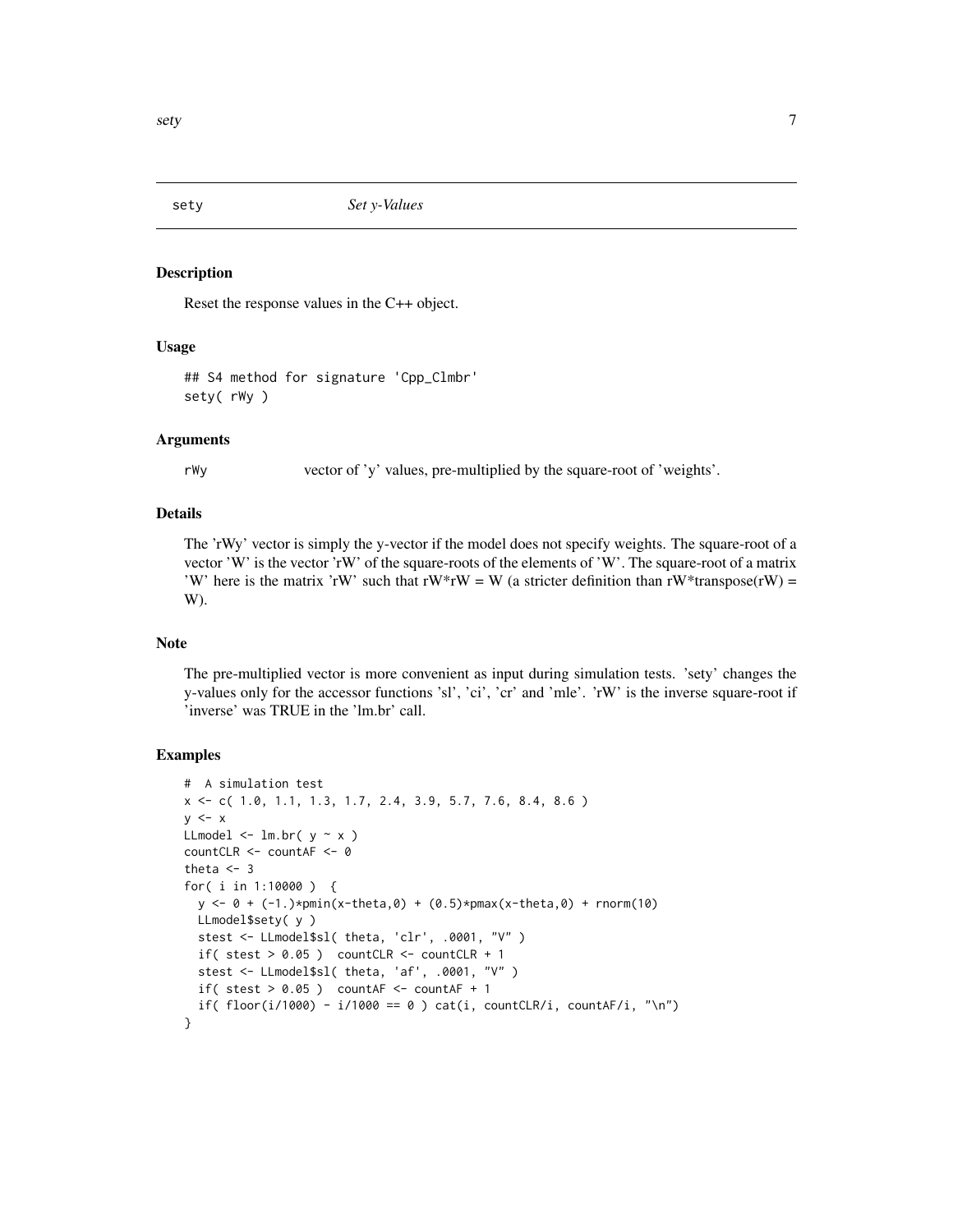## sety — *Set y-Values*

### Description

Reset the response values in the C++ object.

### Usage

```
## S4 method for signature 'Cpp_Clmbr'
sety( rWy )
```

### Arguments

| | |
|---|---|
| rWy | vector of 'y' values, pre-multiplied by the square-root of 'weights'. |

### Details

The 'rWy' vector is simply the y-vector if the model does not specify weights. The square-root of a vector 'W' is the vector 'rW' of the square-roots of the elements of 'W'. The square-root of a matrix 'W' here is the matrix 'rW' such that rW*rW = W (a stricter definition than rW*transpose(rW) = W).

### Note

The pre-multiplied vector is more convenient as input during simulation tests. 'sety' changes the y-values only for the accessor functions 'sl', 'ci', 'cr' and 'mle'. 'rW' is the inverse square-root if 'inverse' was TRUE in the 'lm.br' call.

### Examples

```
#  A simulation test
x <- c( 1.0, 1.1, 1.3, 1.7, 2.4, 3.9, 5.7, 7.6, 8.4, 8.6 )
y <- x
LLmodel <- lm.br( y ~ x )
countCLR <- countAF <- 0
theta <- 3
for( i in 1:10000 )  {
  y <- 0 + (-1.)*pmin(x-theta,0) + (0.5)*pmax(x-theta,0) + rnorm(10)
  LLmodel$sety( y )
  stest <- LLmodel$sl( theta, 'clr', .0001, "V" )
  if( stest > 0.05 )  countCLR <- countCLR + 1
  stest <- LLmodel$sl( theta, 'af', .0001, "V" )
  if( stest > 0.05 )  countAF <- countAF + 1
  if( floor(i/1000) - i/1000 == 0 ) cat(i, countCLR/i, countAF/i, "\n")
}
```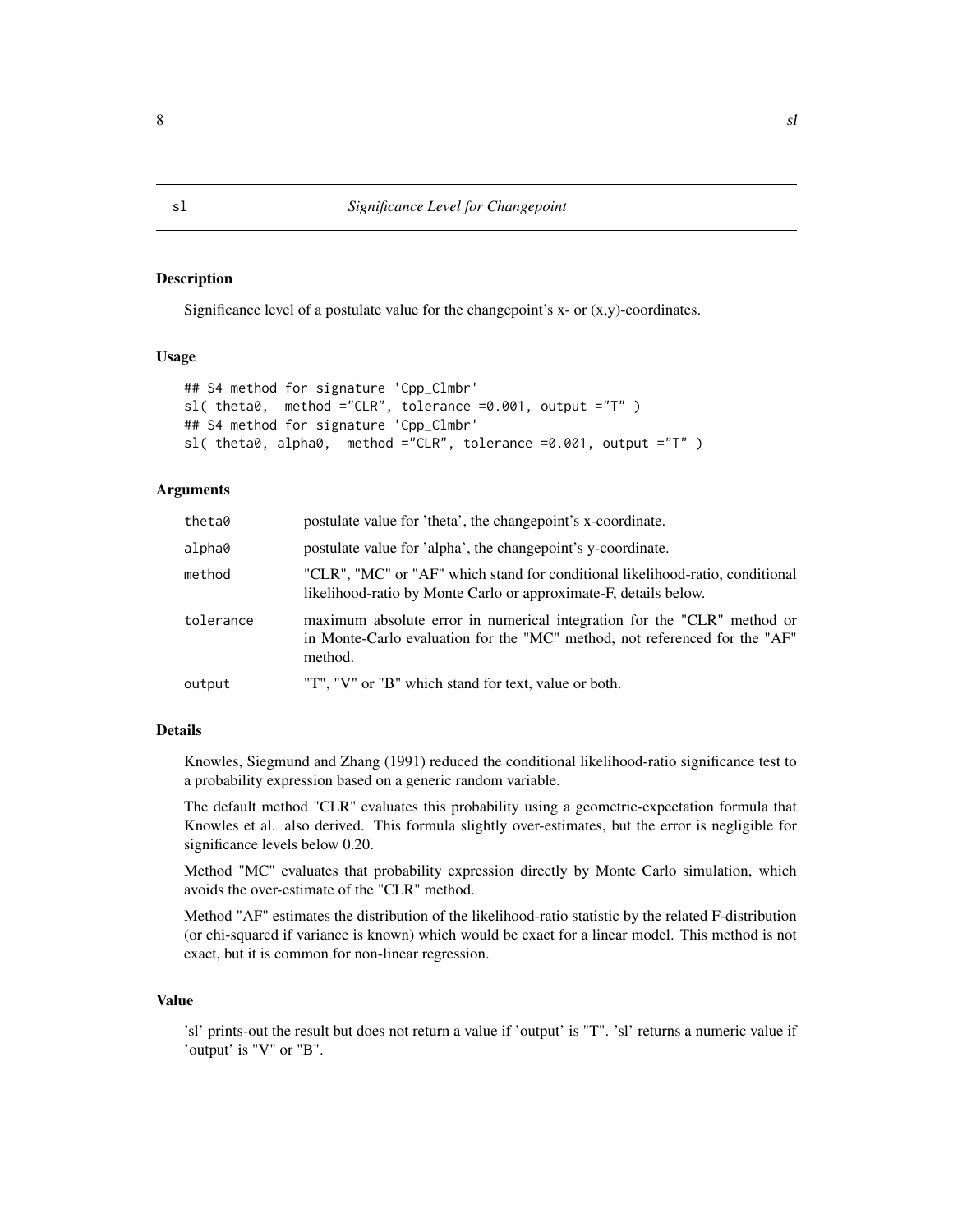## sl — *Significance Level for Changepoint*

### Description

Significance level of a postulate value for the changepoint's x- or (x,y)-coordinates.

### Usage

```
## S4 method for signature 'Cpp_Clmbr'
sl( theta0,  method ="CLR", tolerance =0.001, output ="T" )
## S4 method for signature 'Cpp_Clmbr'
sl( theta0, alpha0,  method ="CLR", tolerance =0.001, output ="T" )
```

### Arguments

| | |
|---|---|
| theta0 | postulate value for 'theta', the changepoint's x-coordinate. |
| alpha0 | postulate value for 'alpha', the changepoint's y-coordinate. |
| method | "CLR", "MC" or "AF" which stand for conditional likelihood-ratio, conditional likelihood-ratio by Monte Carlo or approximate-F, details below. |
| tolerance | maximum absolute error in numerical integration for the "CLR" method or in Monte-Carlo evaluation for the "MC" method, not referenced for the "AF" method. |
| output | "T", "V" or "B" which stand for text, value or both. |

### Details

Knowles, Siegmund and Zhang (1991) reduced the conditional likelihood-ratio significance test to a probability expression based on a generic random variable.

The default method "CLR" evaluates this probability using a geometric-expectation formula that Knowles et al. also derived. This formula slightly over-estimates, but the error is negligible for significance levels below 0.20.

Method "MC" evaluates that probability expression directly by Monte Carlo simulation, which avoids the over-estimate of the "CLR" method.

Method "AF" estimates the distribution of the likelihood-ratio statistic by the related F-distribution (or chi-squared if variance is known) which would be exact for a linear model. This method is not exact, but it is common for non-linear regression.

### Value

'sl' prints-out the result but does not return a value if 'output' is "T". 'sl' returns a numeric value if 'output' is "V" or "B".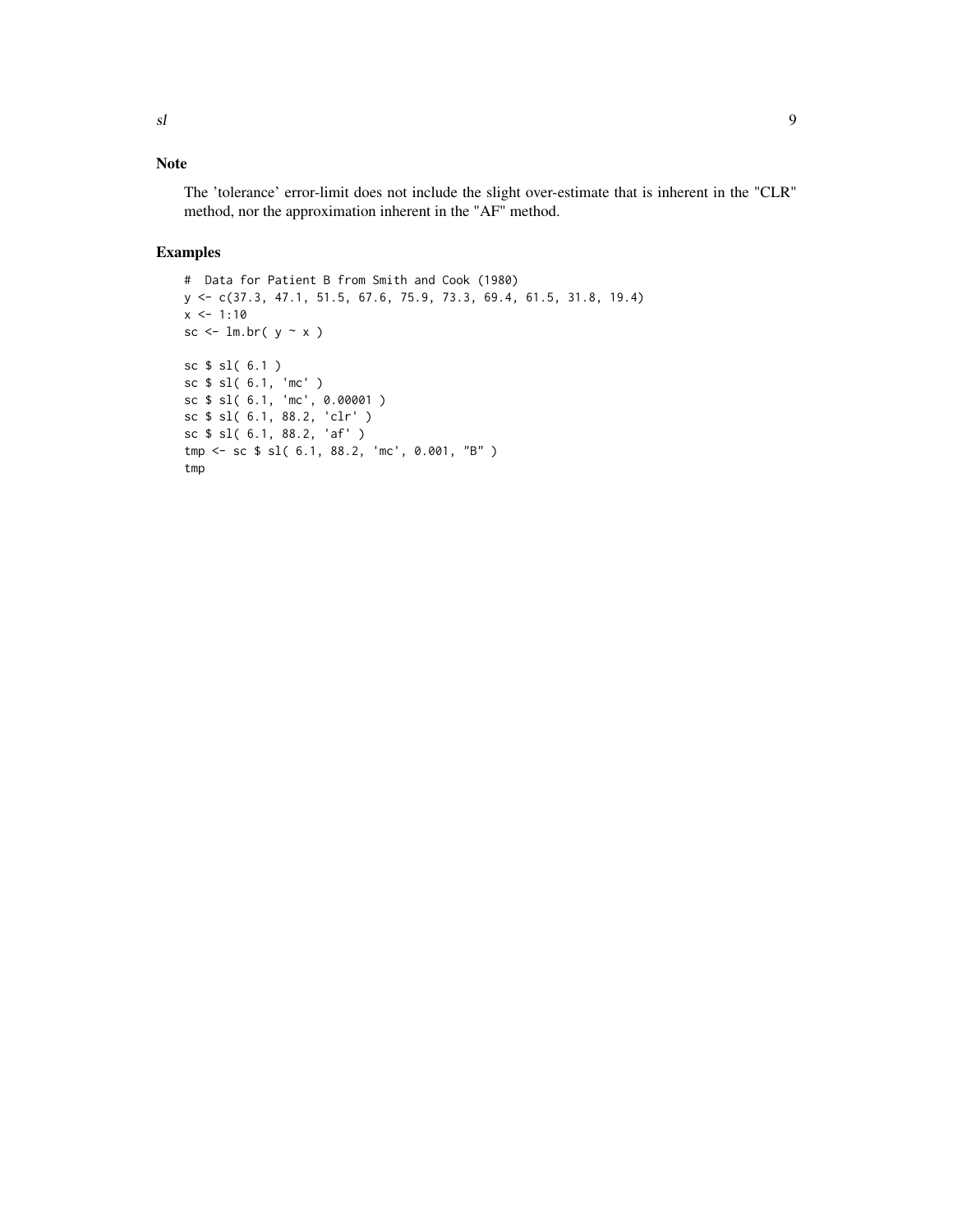## Note

The 'tolerance' error-limit does not include the slight over-estimate that is inherent in the "CLR" method, nor the approximation inherent in the "AF" method.

## Examples

```
#  Data for Patient B from Smith and Cook (1980)
y <- c(37.3, 47.1, 51.5, 67.6, 75.9, 73.3, 69.4, 61.5, 31.8, 19.4)
x <- 1:10
sc <- lm.br( y ~ x )

sc $ sl( 6.1 )
sc $ sl( 6.1, 'mc' )
sc $ sl( 6.1, 'mc', 0.00001 )
sc $ sl( 6.1, 88.2, 'clr' )
sc $ sl( 6.1, 88.2, 'af' )
tmp <- sc $ sl( 6.1, 88.2, 'mc', 0.001, "B" )
tmp
```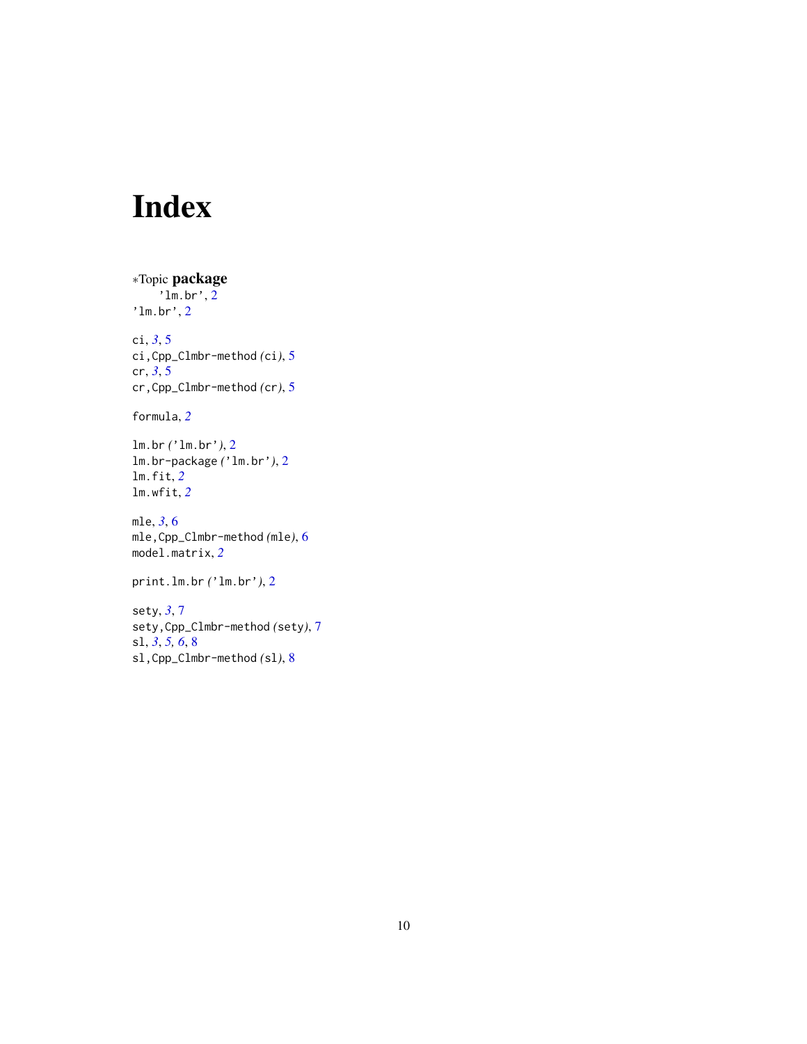# Index

*Topic **package**
    'lm.br', 2
'lm.br', 2

ci, *3*, 5
ci,Cpp_Clmbr-method *(*ci*)*, 5
cr, *3*, 5
cr,Cpp_Clmbr-method *(*cr*)*, 5

formula, *2*

lm.br *(*'lm.br'*)*, 2
lm.br-package *(*'lm.br'*)*, 2
lm.fit, *2*
lm.wfit, *2*

mle, *3*, 6
mle,Cpp_Clmbr-method *(*mle*)*, 6
model.matrix, *2*

print.lm.br *(*'lm.br'*)*, 2

sety, *3*, 7
sety,Cpp_Clmbr-method *(*sety*)*, 7
sl, *3*, *5*, *6*, 8
sl,Cpp_Clmbr-method *(*sl*)*, 8